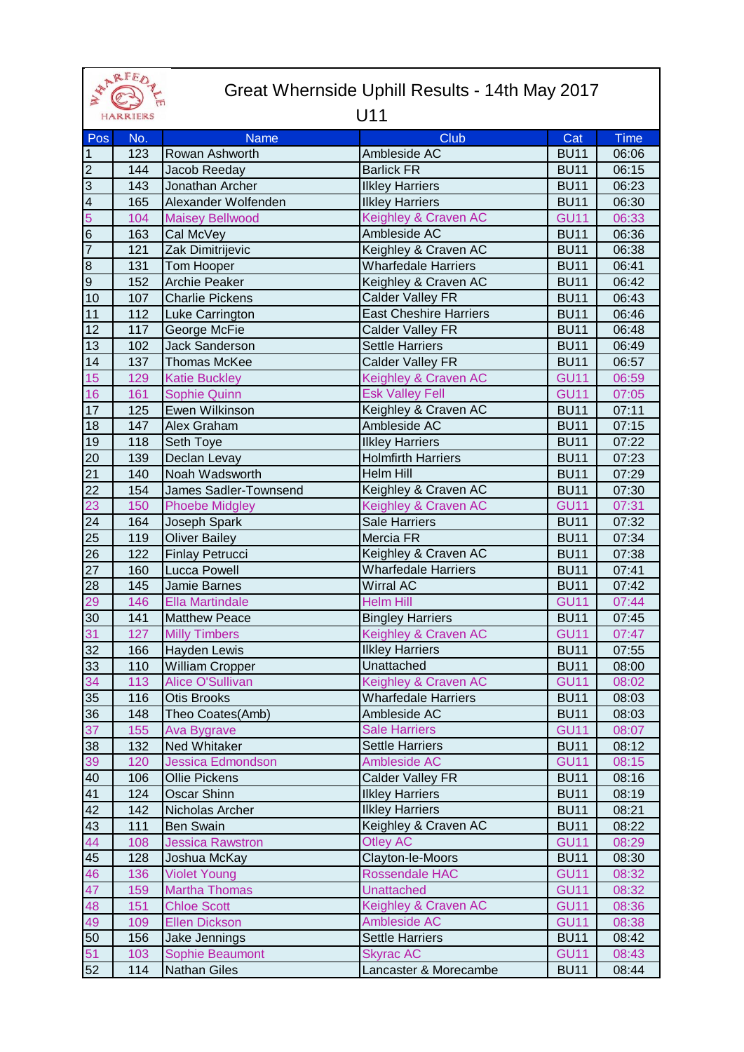# Great Whernside Uphill Results - 14th May 2017

## U11

| Pos | No. | Name | Club | Cat | Time |
|---|---|---|---|---|---|
| 1 | 123 | Rowan Ashworth | Ambleside AC | BU11 | 06:06 |
| 2 | 144 | Jacob Reeday | Barlick FR | BU11 | 06:15 |
| 3 | 143 | Jonathan Archer | Ilkley Harriers | BU11 | 06:23 |
| 4 | 165 | Alexander Wolfenden | Ilkley Harriers | BU11 | 06:30 |
| 5 | 104 | Maisey Bellwood | Keighley & Craven AC | GU11 | 06:33 |
| 6 | 163 | Cal McVey | Ambleside AC | BU11 | 06:36 |
| 7 | 121 | Zak Dimitrijevic | Keighley & Craven AC | BU11 | 06:38 |
| 8 | 131 | Tom Hooper | Wharfedale Harriers | BU11 | 06:41 |
| 9 | 152 | Archie Peaker | Keighley & Craven AC | BU11 | 06:42 |
| 10 | 107 | Charlie Pickens | Calder Valley FR | BU11 | 06:43 |
| 11 | 112 | Luke Carrington | East Cheshire Harriers | BU11 | 06:46 |
| 12 | 117 | George McFie | Calder Valley FR | BU11 | 06:48 |
| 13 | 102 | Jack Sanderson | Settle Harriers | BU11 | 06:49 |
| 14 | 137 | Thomas McKee | Calder Valley FR | BU11 | 06:57 |
| 15 | 129 | Katie Buckley | Keighley & Craven AC | GU11 | 06:59 |
| 16 | 161 | Sophie Quinn | Esk Valley Fell | GU11 | 07:05 |
| 17 | 125 | Ewen Wilkinson | Keighley & Craven AC | BU11 | 07:11 |
| 18 | 147 | Alex Graham | Ambleside AC | BU11 | 07:15 |
| 19 | 118 | Seth Toye | Ilkley Harriers | BU11 | 07:22 |
| 20 | 139 | Declan Levay | Holmfirth Harriers | BU11 | 07:23 |
| 21 | 140 | Noah Wadsworth | Helm Hill | BU11 | 07:29 |
| 22 | 154 | James Sadler-Townsend | Keighley & Craven AC | BU11 | 07:30 |
| 23 | 150 | Phoebe Midgley | Keighley & Craven AC | GU11 | 07:31 |
| 24 | 164 | Joseph Spark | Sale Harriers | BU11 | 07:32 |
| 25 | 119 | Oliver Bailey | Mercia FR | BU11 | 07:34 |
| 26 | 122 | Finlay Petrucci | Keighley & Craven AC | BU11 | 07:38 |
| 27 | 160 | Lucca Powell | Wharfedale Harriers | BU11 | 07:41 |
| 28 | 145 | Jamie Barnes | Wirral AC | BU11 | 07:42 |
| 29 | 146 | Ella Martindale | Helm Hill | GU11 | 07:44 |
| 30 | 141 | Matthew Peace | Bingley Harriers | BU11 | 07:45 |
| 31 | 127 | Milly Timbers | Keighley & Craven AC | GU11 | 07:47 |
| 32 | 166 | Hayden Lewis | Ilkley Harriers | BU11 | 07:55 |
| 33 | 110 | William Cropper | Unattached | BU11 | 08:00 |
| 34 | 113 | Alice O'Sullivan | Keighley & Craven AC | GU11 | 08:02 |
| 35 | 116 | Otis Brooks | Wharfedale Harriers | BU11 | 08:03 |
| 36 | 148 | Theo Coates(Amb) | Ambleside AC | BU11 | 08:03 |
| 37 | 155 | Ava Bygrave | Sale Harriers | GU11 | 08:07 |
| 38 | 132 | Ned Whitaker | Settle Harriers | BU11 | 08:12 |
| 39 | 120 | Jessica Edmondson | Ambleside AC | GU11 | 08:15 |
| 40 | 106 | Ollie Pickens | Calder Valley FR | BU11 | 08:16 |
| 41 | 124 | Oscar Shinn | Ilkley Harriers | BU11 | 08:19 |
| 42 | 142 | Nicholas Archer | Ilkley Harriers | BU11 | 08:21 |
| 43 | 111 | Ben Swain | Keighley & Craven AC | BU11 | 08:22 |
| 44 | 108 | Jessica Rawstron | Otley AC | GU11 | 08:29 |
| 45 | 128 | Joshua McKay | Clayton-le-Moors | BU11 | 08:30 |
| 46 | 136 | Violet Young | Rossendale HAC | GU11 | 08:32 |
| 47 | 159 | Martha Thomas | Unattached | GU11 | 08:32 |
| 48 | 151 | Chloe Scott | Keighley & Craven AC | GU11 | 08:36 |
| 49 | 109 | Ellen Dickson | Ambleside AC | GU11 | 08:38 |
| 50 | 156 | Jake Jennings | Settle Harriers | BU11 | 08:42 |
| 51 | 103 | Sophie Beaumont | Skyrac AC | GU11 | 08:43 |
| 52 | 114 | Nathan Giles | Lancaster & Morecambe | BU11 | 08:44 |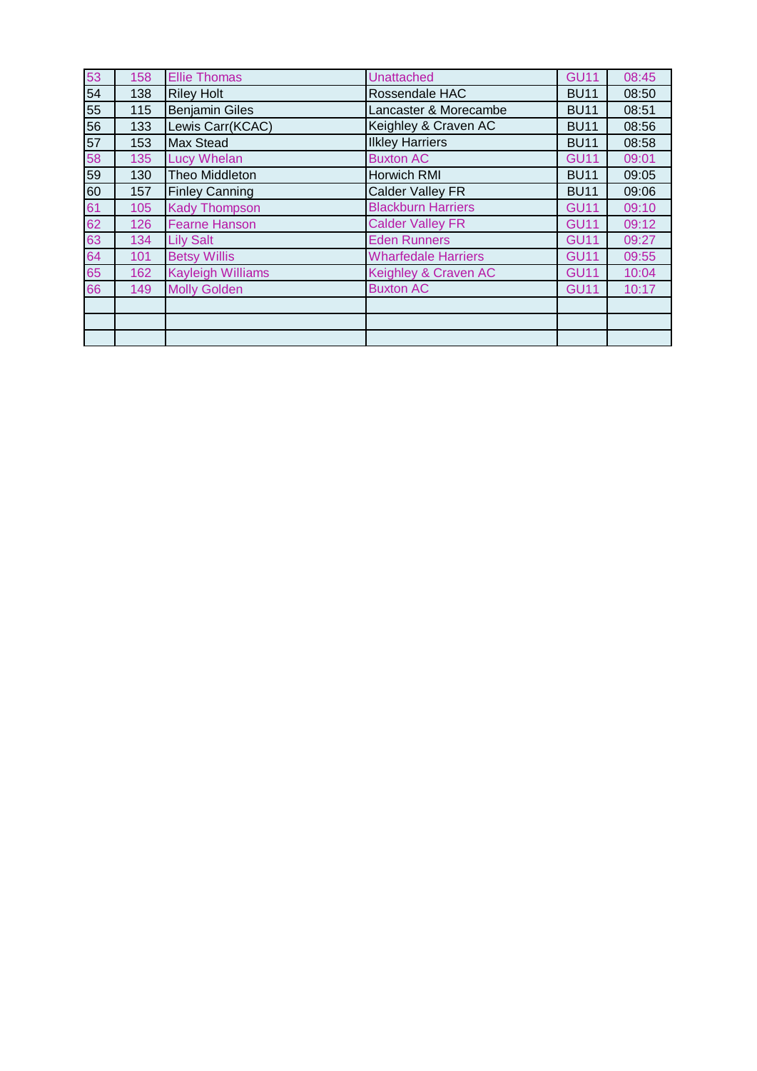| | | | | | |
|---|---|---|---|---|---|
| 53 | 158 | Ellie Thomas | Unattached | GU11 | 08:45 |
| 54 | 138 | Riley Holt | Rossendale HAC | BU11 | 08:50 |
| 55 | 115 | Benjamin Giles | Lancaster & Morecambe | BU11 | 08:51 |
| 56 | 133 | Lewis Carr(KCAC) | Keighley & Craven AC | BU11 | 08:56 |
| 57 | 153 | Max Stead | Ilkley Harriers | BU11 | 08:58 |
| 58 | 135 | Lucy Whelan | Buxton AC | GU11 | 09:01 |
| 59 | 130 | Theo Middleton | Horwich RMI | BU11 | 09:05 |
| 60 | 157 | Finley Canning | Calder Valley FR | BU11 | 09:06 |
| 61 | 105 | Kady Thompson | Blackburn Harriers | GU11 | 09:10 |
| 62 | 126 | Fearne Hanson | Calder Valley FR | GU11 | 09:12 |
| 63 | 134 | Lily Salt | Eden Runners | GU11 | 09:27 |
| 64 | 101 | Betsy Willis | Wharfedale Harriers | GU11 | 09:55 |
| 65 | 162 | Kayleigh Williams | Keighley & Craven AC | GU11 | 10:04 |
| 66 | 149 | Molly Golden | Buxton AC | GU11 | 10:17 |
| | | | | | |
| | | | | | |
| | | | | | |